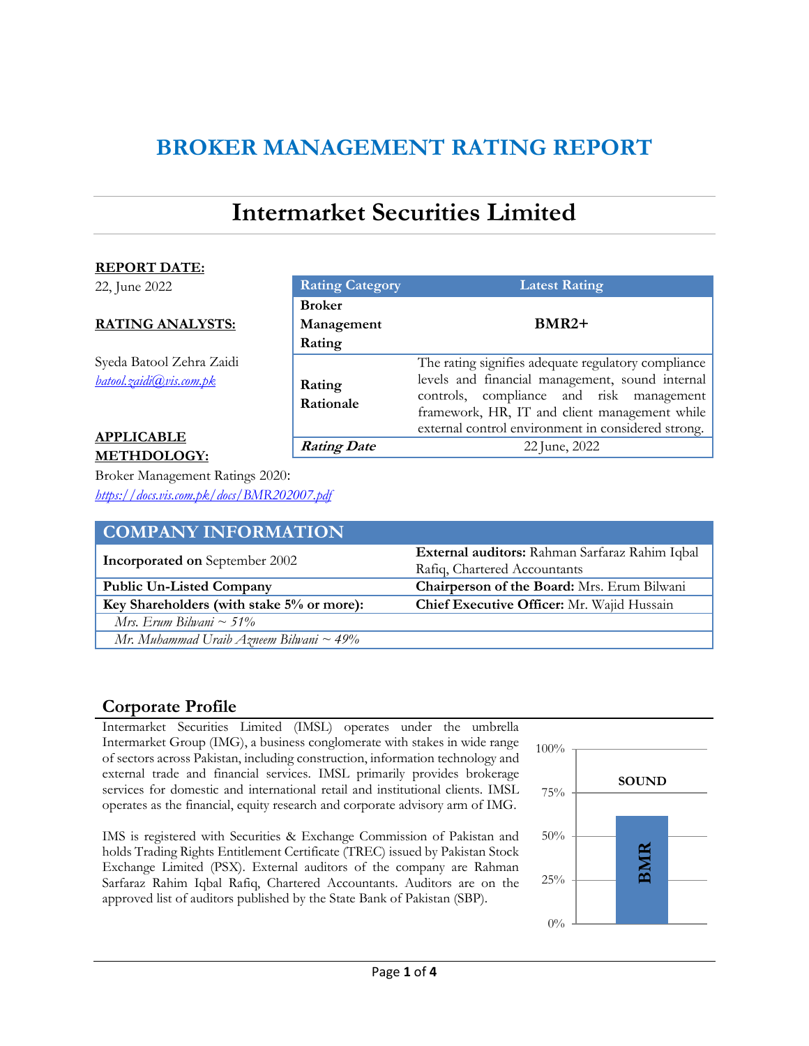# BROKER MANAGEMENT RATING REPORT

## Intermarket Securities Limited

**REPORT DATE:**

22, June 2022

**RATING ANALYSTS:**

Syeda Batool Zehra Zaidi
*batool.zaidi@vis.com.pk*

**APPLICABLE METHDOLOGY:**

Broker Management Ratings 2020:
*https://docs.vis.com.pk/docs/BMR202007.pdf*

| Rating Category | Latest Rating |
|---|---|
| **Broker Management Rating** | **BMR2+** |
| **Rating Rationale** | The rating signifies adequate regulatory compliance levels and financial management, sound internal controls, compliance and risk management framework, HR, IT and client management while external control environment in considered strong. |
| ***Rating Date*** | 22 June, 2022 |

## COMPANY INFORMATION

| | |
|---|---|
| **Incorporated on** September 2002 | **External auditors:** Rahman Sarfaraz Rahim Iqbal Rafiq, Chartered Accountants |
| **Public Un-Listed Company** | **Chairperson of the Board:** Mrs. Erum Bilwani |
| **Key Shareholders (with stake 5% or more):** | **Chief Executive Officer:** Mr. Wajid Hussain |
| *Mrs. Erum Bilwani ~ 51%* | |
| *Mr. Muhammad Uraib Azneem Bilwani ~ 49%* | |

## Corporate Profile

Intermarket Securities Limited (IMSL) operates under the umbrella Intermarket Group (IMG), a business conglomerate with stakes in wide range of sectors across Pakistan, including construction, information technology and external trade and financial services. IMSL primarily provides brokerage services for domestic and international retail and institutional clients. IMSL operates as the financial, equity research and corporate advisory arm of IMG.

IMS is registered with Securities & Exchange Commission of Pakistan and holds Trading Rights Entitlement Certificate (TREC) issued by Pakistan Stock Exchange Limited (PSX). External auditors of the company are Rahman Sarfaraz Rahim Iqbal Rafiq, Chartered Accountants. Auditors are on the approved list of auditors published by the State Bank of Pakistan (SBP).

100%
75%
SOUND
50%
BMR
25%
0%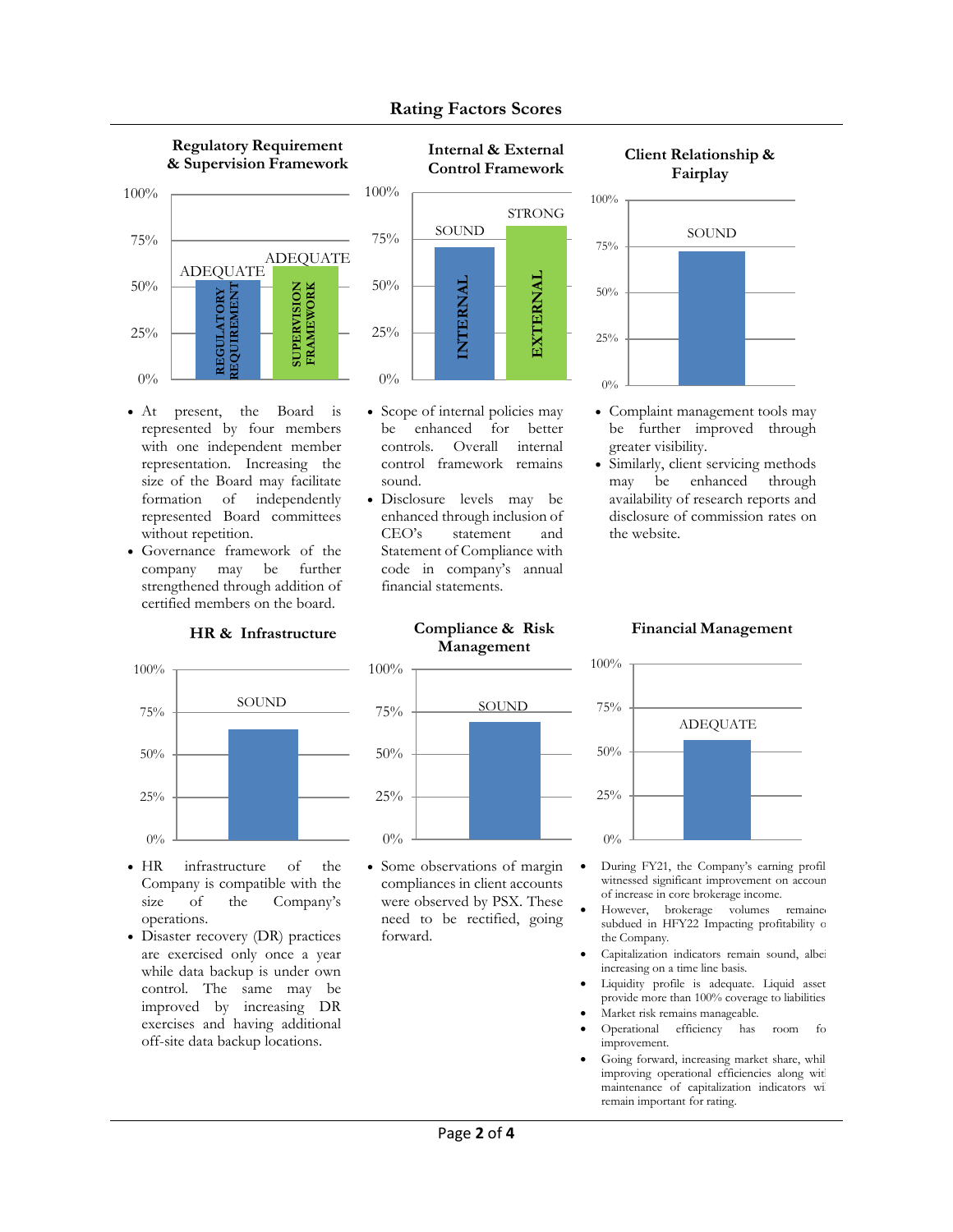## Rating Factors Scores

### Regulatory Requirement & Supervision Framework

REGULATORY REQUIREMENT: ADEQUATE

SUPERVISION FRAMEWORK: ADEQUATE

- At present, the Board is represented by four members with one independent member representation. Increasing the size of the Board may facilitate formation of independently represented Board committees without repetition.
- Governance framework of the company may be further strengthened through addition of certified members on the board.

### Internal & External Control Framework

INTERNAL: SOUND

EXTERNAL: STRONG

- Scope of internal policies may be enhanced for better controls. Overall internal control framework remains sound.
- Disclosure levels may be enhanced through inclusion of CEO's statement and Statement of Compliance with code in company's annual financial statements.

### Client Relationship & Fairplay

SOUND

- Complaint management tools may be further improved through greater visibility.
- Similarly, client servicing methods may be enhanced through availability of research reports and disclosure of commission rates on the website.

### HR & Infrastructure

SOUND

- HR infrastructure of the Company is compatible with the size of the Company's operations.
- Disaster recovery (DR) practices are exercised only once a year while data backup is under own control. The same may be improved by increasing DR exercises and having additional off-site data backup locations.

### Compliance & Risk Management

SOUND

- Some observations of margin compliances in client accounts were observed by PSX. These need to be rectified, going forward.

### Financial Management

ADEQUATE

- During FY21, the Company's earning profil witnessed significant improvement on accoun of increase in core brokerage income.
- However, brokerage volumes remaine subdued in HFY22 Impacting profitability o the Company.
- Capitalization indicators remain sound, albei increasing on a time line basis.
- Liquidity profile is adequate. Liquid asset provide more than 100% coverage to liabilities
- Market risk remains manageable.
- Operational efficiency has room fo improvement.
- Going forward, increasing market share, whil improving operational efficiencies along wit maintenance of capitalization indicators wi remain important for rating.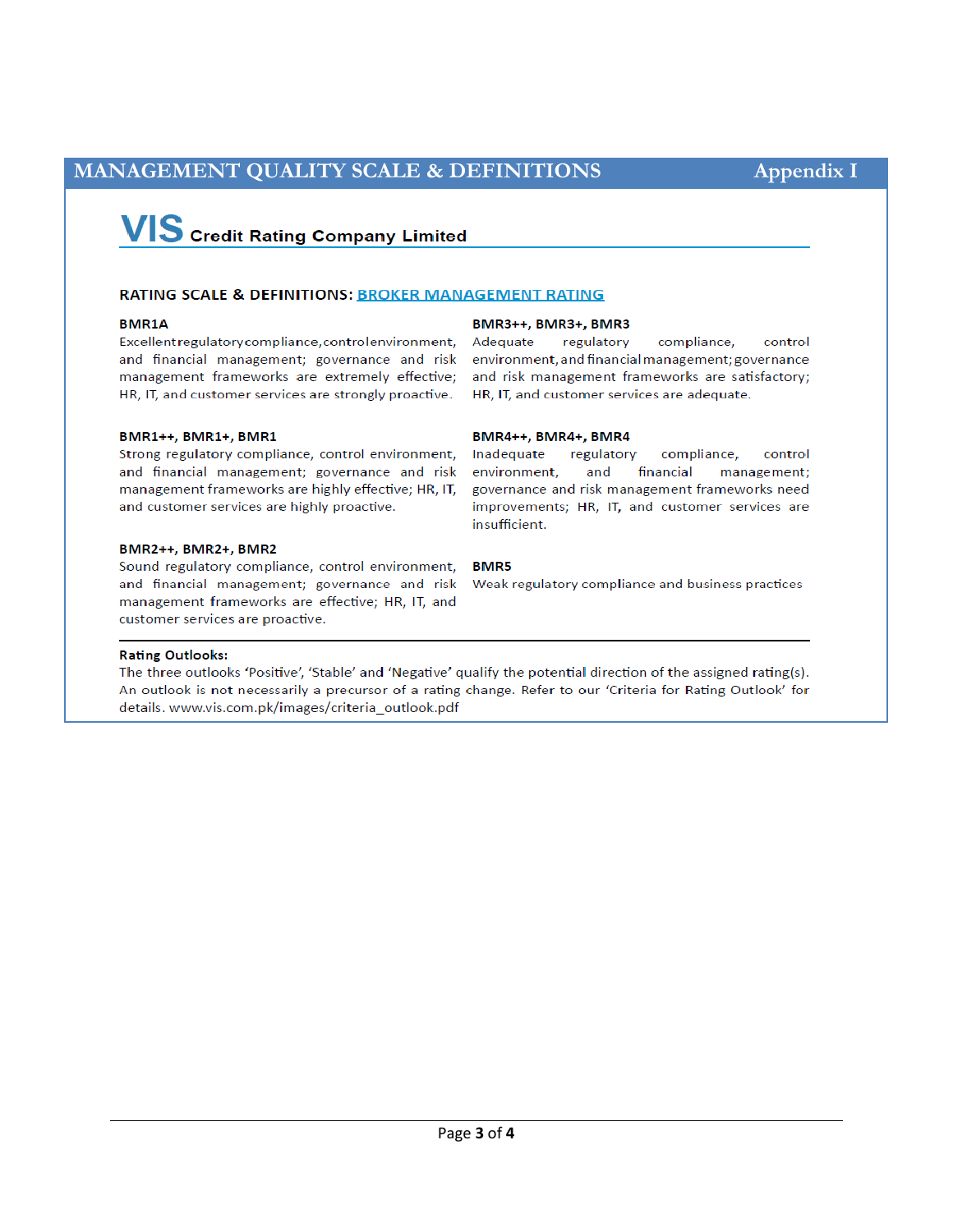# MANAGEMENT QUALITY SCALE & DEFINITIONS — Appendix I

## VIS Credit Rating Company Limited

### RATING SCALE & DEFINITIONS: BROKER MANAGEMENT RATING

**BMR1A**
Excellent regulatory compliance, control environment, and financial management; governance and risk management frameworks are extremely effective; HR, IT, and customer services are strongly proactive.

**BMR1++, BMR1+, BMR1**
Strong regulatory compliance, control environment, and financial management; governance and risk management frameworks are highly effective; HR, IT, and customer services are highly proactive.

**BMR2++, BMR2+, BMR2**
Sound regulatory compliance, control environment, and financial management; governance and risk management frameworks are effective; HR, IT, and customer services are proactive.

**BMR3++, BMR3+, BMR3**
Adequate regulatory compliance, control environment, and financial management; governance and risk management frameworks are satisfactory; HR, IT, and customer services are adequate.

**BMR4++, BMR4+, BMR4**
Inadequate regulatory compliance, control environment, and financial management; governance and risk management frameworks need improvements; HR, IT, and customer services are insufficient.

**BMR5**
Weak regulatory compliance and business practices

---

**Rating Outlooks:**
The three outlooks 'Positive', 'Stable' and 'Negative' qualify the potential direction of the assigned rating(s). An outlook is not necessarily a precursor of a rating change. Refer to our 'Criteria for Rating Outlook' for details. www.vis.com.pk/images/criteria_outlook.pdf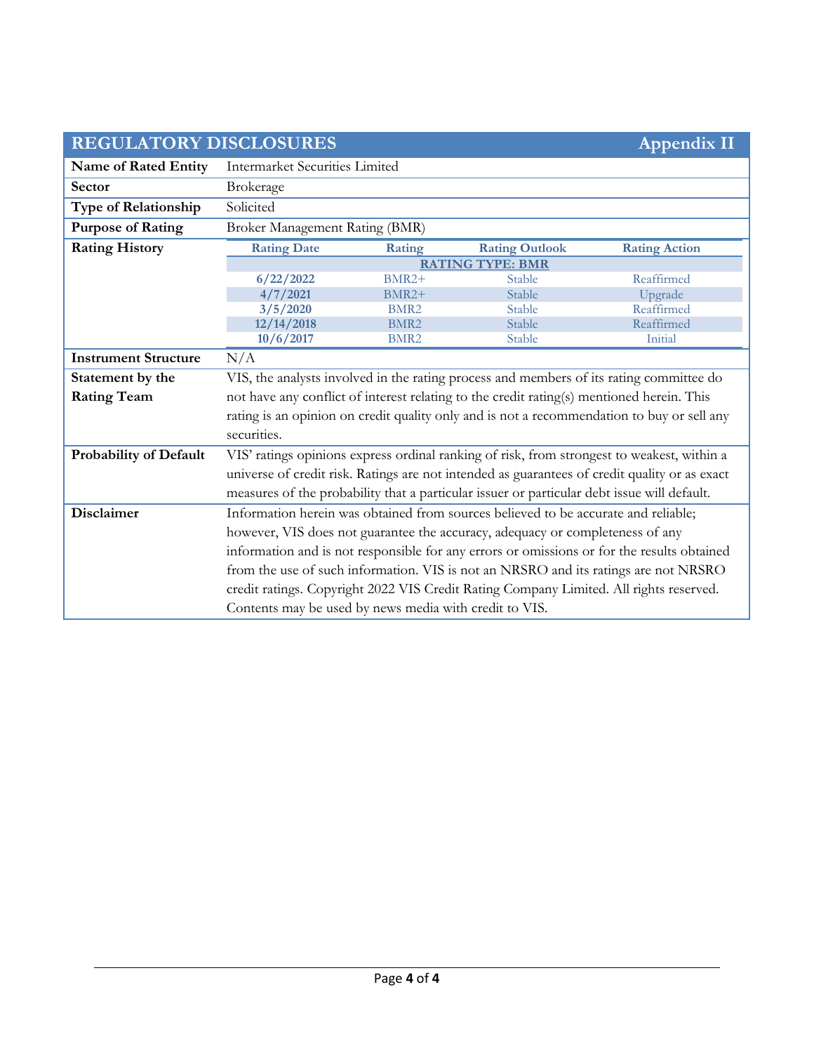## REGULATORY DISCLOSURES — Appendix II

| | |
|---|---|
| **Name of Rated Entity** | Intermarket Securities Limited |
| **Sector** | Brokerage |
| **Type of Relationship** | Solicited |
| **Purpose of Rating** | Broker Management Rating (BMR) |

**Rating History**

| Rating Date | Rating | Rating Outlook | Rating Action |
|---|---|---|---|
| **RATING TYPE: BMR** | | | |
| 6/22/2022 | BMR2+ | Stable | Reaffirmed |
| 4/7/2021 | BMR2+ | Stable | Upgrade |
| 3/5/2020 | BMR2 | Stable | Reaffirmed |
| 12/14/2018 | BMR2 | Stable | Reaffirmed |
| 10/6/2017 | BMR2 | Stable | Initial |

| | |
|---|---|
| **Instrument Structure** | N/A |
| **Statement by the Rating Team** | VIS, the analysts involved in the rating process and members of its rating committee do not have any conflict of interest relating to the credit rating(s) mentioned herein. This rating is an opinion on credit quality only and is not a recommendation to buy or sell any securities. |
| **Probability of Default** | VIS' ratings opinions express ordinal ranking of risk, from strongest to weakest, within a universe of credit risk. Ratings are not intended as guarantees of credit quality or as exact measures of the probability that a particular issuer or particular debt issue will default. |
| **Disclaimer** | Information herein was obtained from sources believed to be accurate and reliable; however, VIS does not guarantee the accuracy, adequacy or completeness of any information and is not responsible for any errors or omissions or for the results obtained from the use of such information. VIS is not an NRSRO and its ratings are not NRSRO credit ratings. Copyright 2022 VIS Credit Rating Company Limited. All rights reserved. Contents may be used by news media with credit to VIS. |